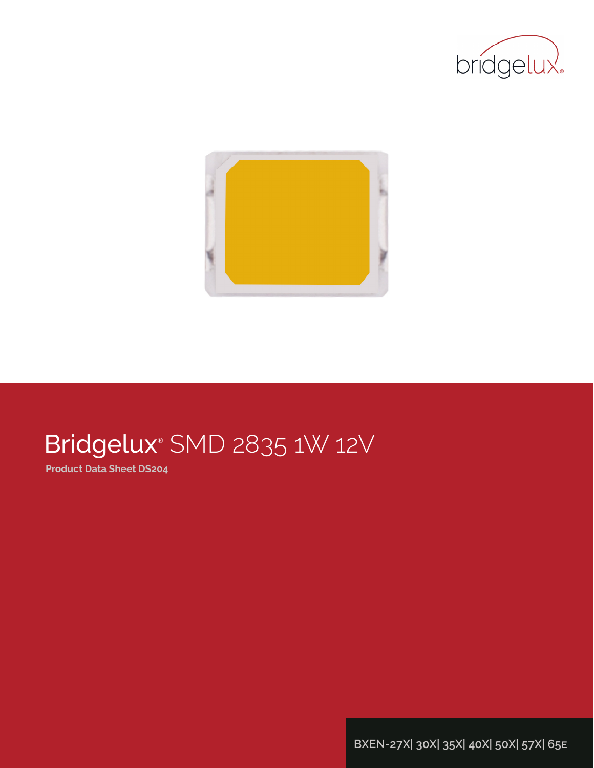# Bridgelux® SMD 2835 1W 12V

**Product Data Sheet DS204**

BXEN-27X| 30X| 35X| 40X| 50X| 57X| 65E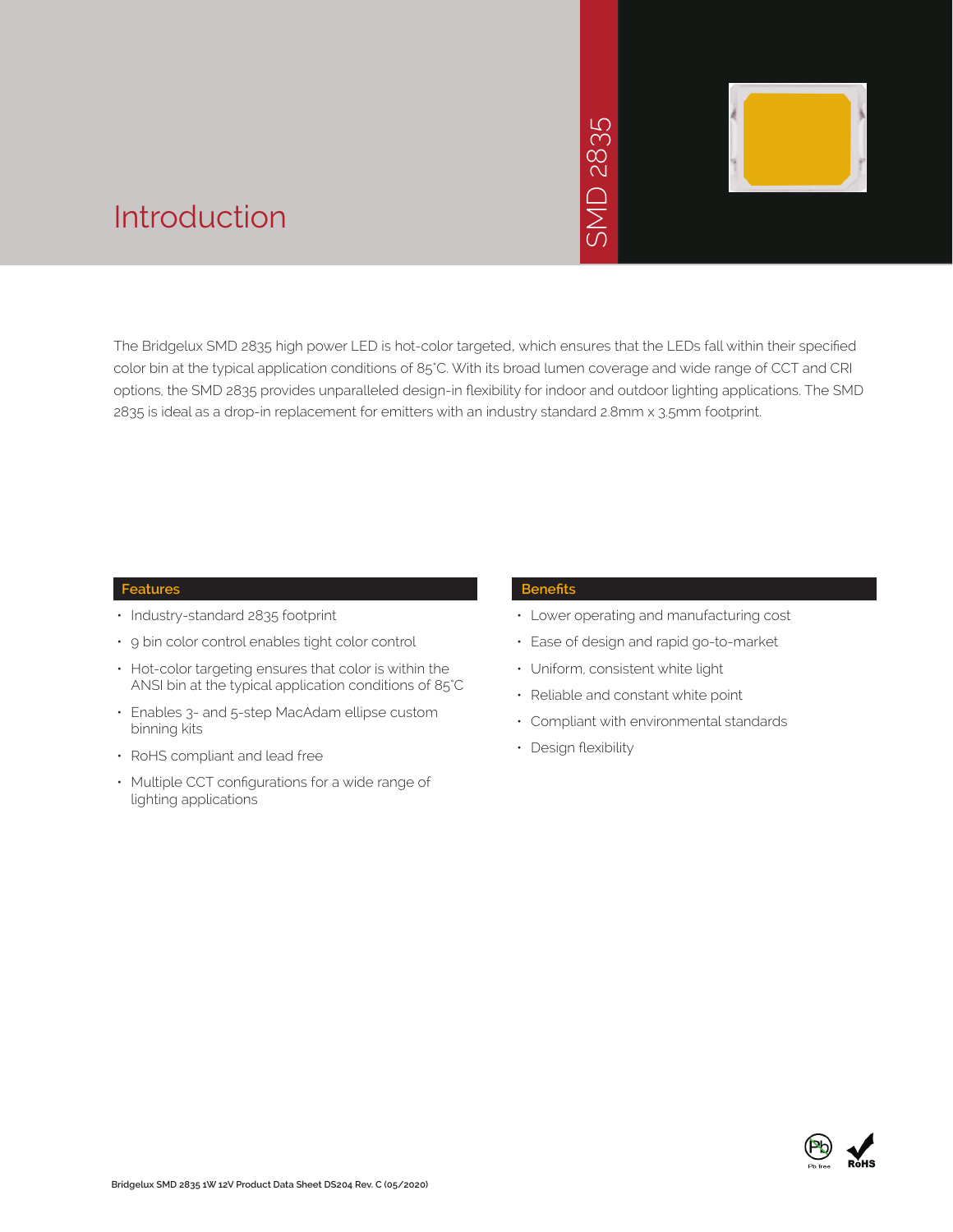SMD 2835

# Introduction

The Bridgelux SMD 2835 high power LED is hot-color targeted, which ensures that the LEDs fall within their specified color bin at the typical application conditions of 85°C. With its broad lumen coverage and wide range of CCT and CRI options, the SMD 2835 provides unparalleled design-in flexibility for indoor and outdoor lighting applications. The SMD 2835 is ideal as a drop-in replacement for emitters with an industry standard 2.8mm x 3.5mm footprint.

## Features

- Industry-standard 2835 footprint
- 9 bin color control enables tight color control
- Hot-color targeting ensures that color is within the ANSI bin at the typical application conditions of 85°C
- Enables 3- and 5-step MacAdam ellipse custom binning kits
- RoHS compliant and lead free
- Multiple CCT configurations for a wide range of lighting applications

## Benefits

- Lower operating and manufacturing cost
- Ease of design and rapid go-to-market
- Uniform, consistent white light
- Reliable and constant white point
- Compliant with environmental standards
- Design flexibility

Pb free RoHS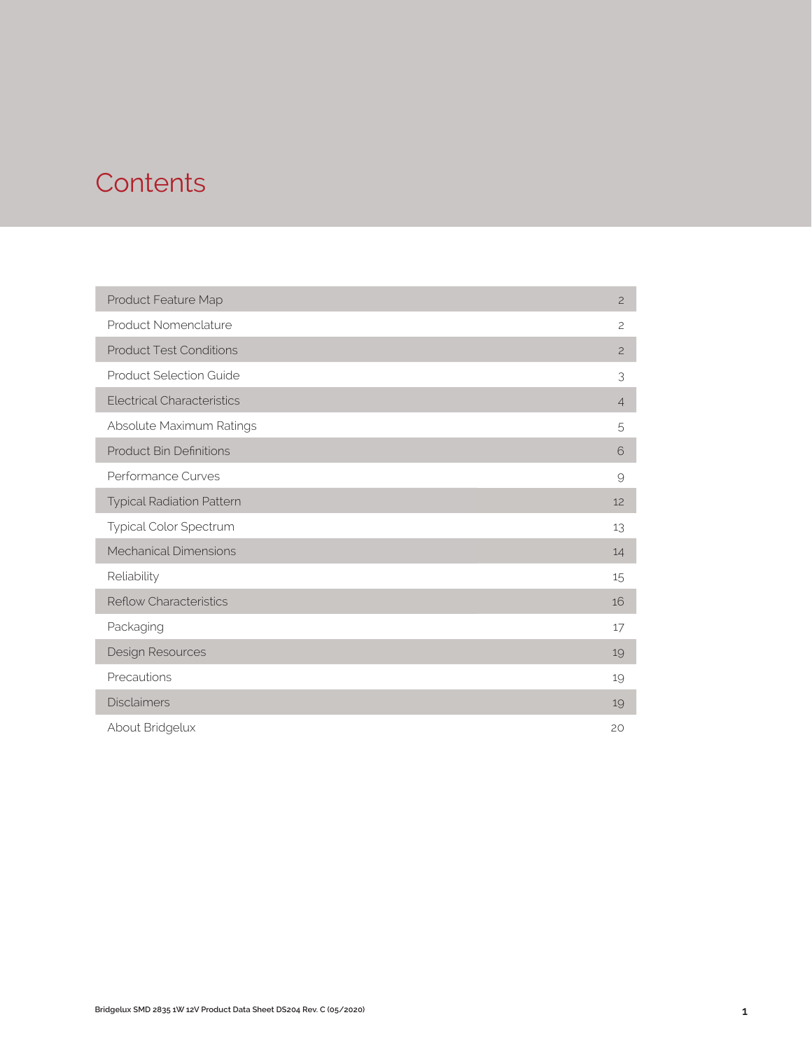# Contents

| | |
|---|---|
| Product Feature Map | 2 |
| Product Nomenclature | 2 |
| Product Test Conditions | 2 |
| Product Selection Guide | 3 |
| Electrical Characteristics | 4 |
| Absolute Maximum Ratings | 5 |
| Product Bin Definitions | 6 |
| Performance Curves | 9 |
| Typical Radiation Pattern | 12 |
| Typical Color Spectrum | 13 |
| Mechanical Dimensions | 14 |
| Reliability | 15 |
| Reflow Characteristics | 16 |
| Packaging | 17 |
| Design Resources | 19 |
| Precautions | 19 |
| Disclaimers | 19 |
| About Bridgelux | 20 |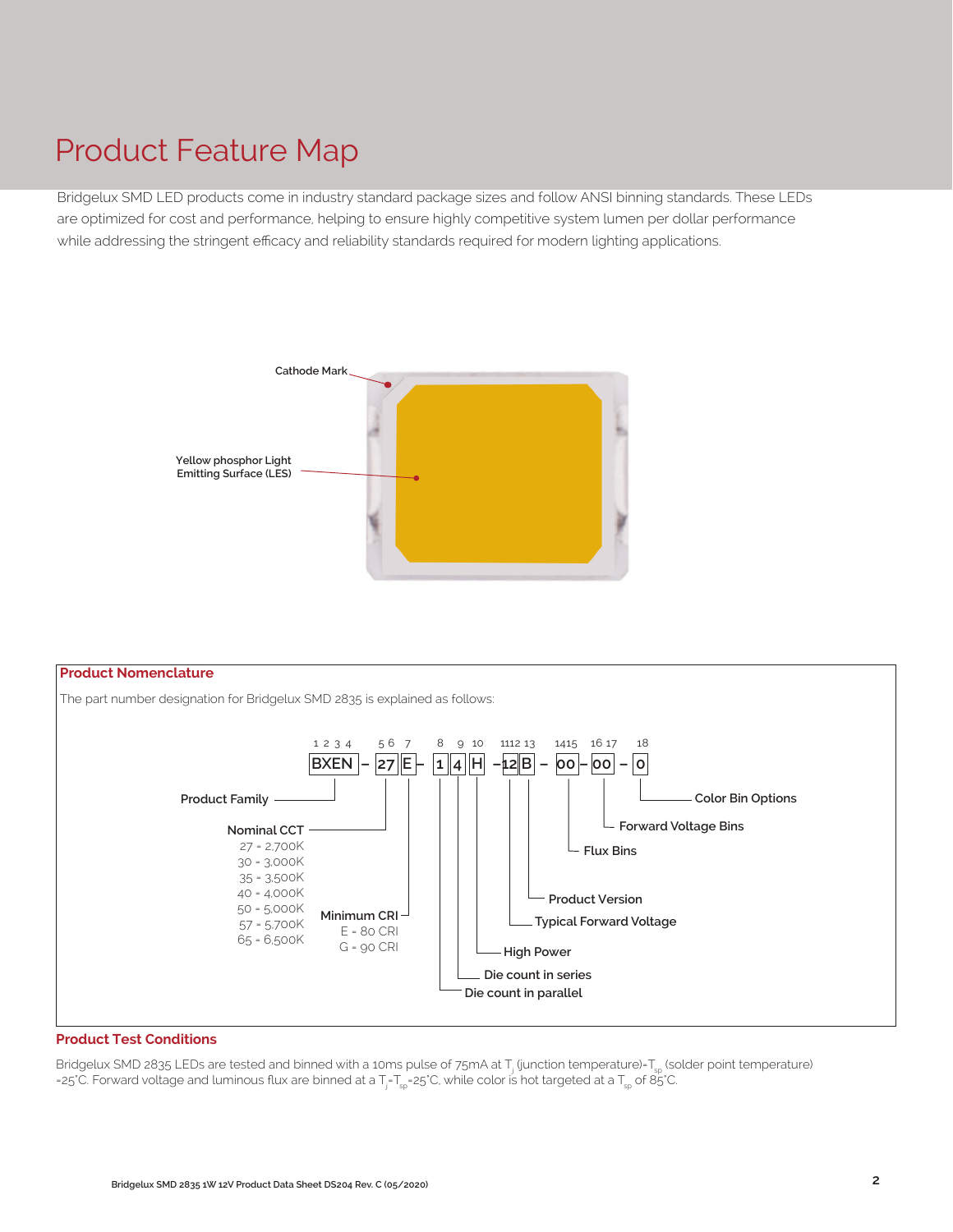# Product Feature Map

Bridgelux SMD LED products come in industry standard package sizes and follow ANSI binning standards. These LEDs are optimized for cost and performance, helping to ensure highly competitive system lumen per dollar performance while addressing the stringent efficacy and reliability standards required for modern lighting applications.

Cathode Mark

Yellow phosphor Light Emitting Surface (LES)

## Product Nomenclature

The part number designation for Bridgelux SMD 2835 is explained as follows:

BXEN – 27E – 14H – 12B – 00 – 00 – 0

| Position | Code | Meaning |
|---|---|---|
| 1 2 3 4 | BXEN | Product Family |
| 5 6 | 27 | Nominal CCT: 27 = 2,700K; 30 = 3,000K; 35 = 3,500K; 40 = 4,000K; 50 = 5,000K; 57 = 5,700K; 65 = 6,500K |
| 7 | E | Minimum CRI: E = 80 CRI; G = 90 CRI |
| 8 | 1 | Die count in parallel |
| 9 | 4 | Die count in series |
| 10 | H | High Power |
| 11 12 | 12 | Typical Forward Voltage |
| 13 | B | Product Version |
| 14 15 | 00 | Flux Bins |
| 16 17 | 00 | Forward Voltage Bins |
| 18 | 0 | Color Bin Options |

## Product Test Conditions

Bridgelux SMD 2835 LEDs are tested and binned with a 10ms pulse of 75mA at $T_j$ (junction temperature)=$T_{sp}$ (solder point temperature) =25°C. Forward voltage and luminous flux are binned at a $T_j$=$T_{sp}$=25°C, while color is hot targeted at a $T_{sp}$ of 85°C.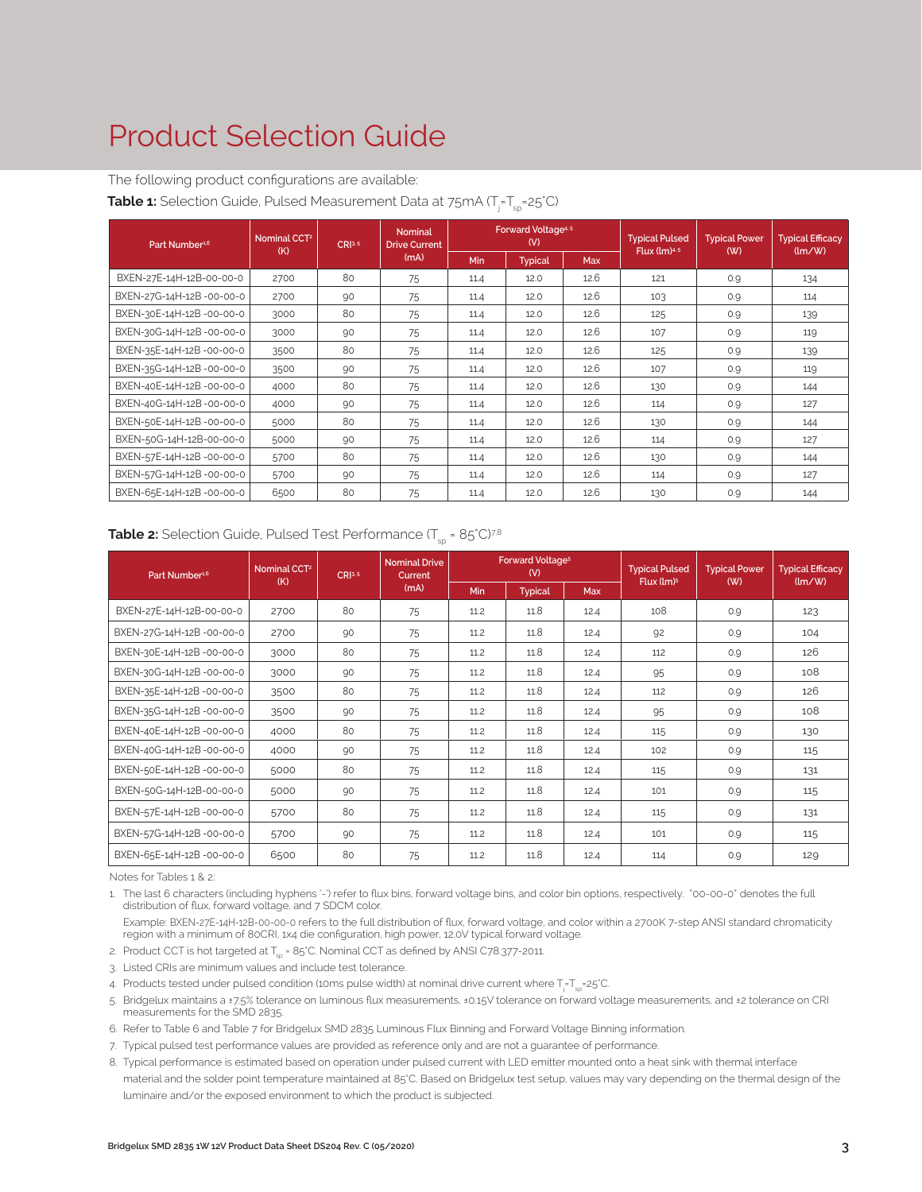# Product Selection Guide

The following product configurations are available:

**Table 1:** Selection Guide, Pulsed Measurement Data at 75mA ($T_j$=$T_{sp}$=25°C)

| Part Number[1,6] | Nominal CCT[2] (K) | CRI[3,5] | Nominal Drive Current (mA) | Forward Voltage[4,5] (V) | | | Typical Pulsed Flux (lm)[4,5] | Typical Power (W) | Typical Efficacy (lm/W) |
|---|---|---|---|---|---|---|---|---|---|
| | | | | Min | Typical | Max | | | |
| BXEN-27E-14H-12B-00-00-0 | 2700 | 80 | 75 | 11.4 | 12.0 | 12.6 | 121 | 0.9 | 134 |
| BXEN-27G-14H-12B -00-00-0 | 2700 | 90 | 75 | 11.4 | 12.0 | 12.6 | 103 | 0.9 | 114 |
| BXEN-30E-14H-12B -00-00-0 | 3000 | 80 | 75 | 11.4 | 12.0 | 12.6 | 125 | 0.9 | 139 |
| BXEN-30G-14H-12B -00-00-0 | 3000 | 90 | 75 | 11.4 | 12.0 | 12.6 | 107 | 0.9 | 119 |
| BXEN-35E-14H-12B -00-00-0 | 3500 | 80 | 75 | 11.4 | 12.0 | 12.6 | 125 | 0.9 | 139 |
| BXEN-35G-14H-12B -00-00-0 | 3500 | 90 | 75 | 11.4 | 12.0 | 12.6 | 107 | 0.9 | 119 |
| BXEN-40E-14H-12B -00-00-0 | 4000 | 80 | 75 | 11.4 | 12.0 | 12.6 | 130 | 0.9 | 144 |
| BXEN-40G-14H-12B -00-00-0 | 4000 | 90 | 75 | 11.4 | 12.0 | 12.6 | 114 | 0.9 | 127 |
| BXEN-50E-14H-12B -00-00-0 | 5000 | 80 | 75 | 11.4 | 12.0 | 12.6 | 130 | 0.9 | 144 |
| BXEN-50G-14H-12B-00-00-0 | 5000 | 90 | 75 | 11.4 | 12.0 | 12.6 | 114 | 0.9 | 127 |
| BXEN-57E-14H-12B -00-00-0 | 5700 | 80 | 75 | 11.4 | 12.0 | 12.6 | 130 | 0.9 | 144 |
| BXEN-57G-14H-12B -00-00-0 | 5700 | 90 | 75 | 11.4 | 12.0 | 12.6 | 114 | 0.9 | 127 |
| BXEN-65E-14H-12B -00-00-0 | 6500 | 80 | 75 | 11.4 | 12.0 | 12.6 | 130 | 0.9 | 144 |

**Table 2:** Selection Guide, Pulsed Test Performance ($T_{sp}$ = 85°C)[7,8]

| Part Number[1,6] | Nominal CCT[2] (K) | CRI[3,5] | Nominal Drive Current (mA) | Forward Voltage[5] (V) | | | Typical Pulsed Flux (lm)[5] | Typical Power (W) | Typical Efficacy (lm/W) |
|---|---|---|---|---|---|---|---|---|---|
| | | | | Min | Typical | Max | | | |
| BXEN-27E-14H-12B-00-00-0 | 2700 | 80 | 75 | 11.2 | 11.8 | 12.4 | 108 | 0.9 | 123 |
| BXEN-27G-14H-12B -00-00-0 | 2700 | 90 | 75 | 11.2 | 11.8 | 12.4 | 92 | 0.9 | 104 |
| BXEN-30E-14H-12B -00-00-0 | 3000 | 80 | 75 | 11.2 | 11.8 | 12.4 | 112 | 0.9 | 126 |
| BXEN-30G-14H-12B -00-00-0 | 3000 | 90 | 75 | 11.2 | 11.8 | 12.4 | 95 | 0.9 | 108 |
| BXEN-35E-14H-12B -00-00-0 | 3500 | 80 | 75 | 11.2 | 11.8 | 12.4 | 112 | 0.9 | 126 |
| BXEN-35G-14H-12B -00-00-0 | 3500 | 90 | 75 | 11.2 | 11.8 | 12.4 | 95 | 0.9 | 108 |
| BXEN-40E-14H-12B -00-00-0 | 4000 | 80 | 75 | 11.2 | 11.8 | 12.4 | 115 | 0.9 | 130 |
| BXEN-40G-14H-12B -00-00-0 | 4000 | 90 | 75 | 11.2 | 11.8 | 12.4 | 102 | 0.9 | 115 |
| BXEN-50E-14H-12B -00-00-0 | 5000 | 80 | 75 | 11.2 | 11.8 | 12.4 | 115 | 0.9 | 131 |
| BXEN-50G-14H-12B-00-00-0 | 5000 | 90 | 75 | 11.2 | 11.8 | 12.4 | 101 | 0.9 | 115 |
| BXEN-57E-14H-12B -00-00-0 | 5700 | 80 | 75 | 11.2 | 11.8 | 12.4 | 115 | 0.9 | 131 |
| BXEN-57G-14H-12B -00-00-0 | 5700 | 90 | 75 | 11.2 | 11.8 | 12.4 | 101 | 0.9 | 115 |
| BXEN-65E-14H-12B -00-00-0 | 6500 | 80 | 75 | 11.2 | 11.8 | 12.4 | 114 | 0.9 | 129 |

Notes for Tables 1 & 2:

1. The last 6 characters (including hyphens '-') refer to flux bins, forward voltage bins, and color bin options, respectively. "00-00-0" denotes the full distribution of flux, forward voltage, and 7 SDCM color.

   Example: BXEN-27E-14H-12B-00-00-0 refers to the full distribution of flux, forward voltage, and color within a 2700K 7-step ANSI standard chromaticity region with a minimum of 80CRI, 1x4 die configuration, high power, 12.0V typical forward voltage.
2. Product CCT is hot targeted at $T_{sp}$ = 85°C. Nominal CCT as defined by ANSI C78.377-2011.
3. Listed CRIs are minimum values and include test tolerance.
4. Products tested under pulsed condition (10ms pulse width) at nominal drive current where $T_j$=$T_{sp}$=25°C.
5. Bridgelux maintains a ±7.5% tolerance on luminous flux measurements, ±0.15V tolerance on forward voltage measurements, and ±2 tolerance on CRI measurements for the SMD 2835.
6. Refer to Table 6 and Table 7 for Bridgelux SMD 2835 Luminous Flux Binning and Forward Voltage Binning information.
7. Typical pulsed test performance values are provided as reference only and are not a guarantee of performance.
8. Typical performance is estimated based on operation under pulsed current with LED emitter mounted onto a heat sink with thermal interface material and the solder point temperature maintained at 85°C. Based on Bridgelux test setup, values may vary depending on the thermal design of the luminaire and/or the exposed environment to which the product is subjected.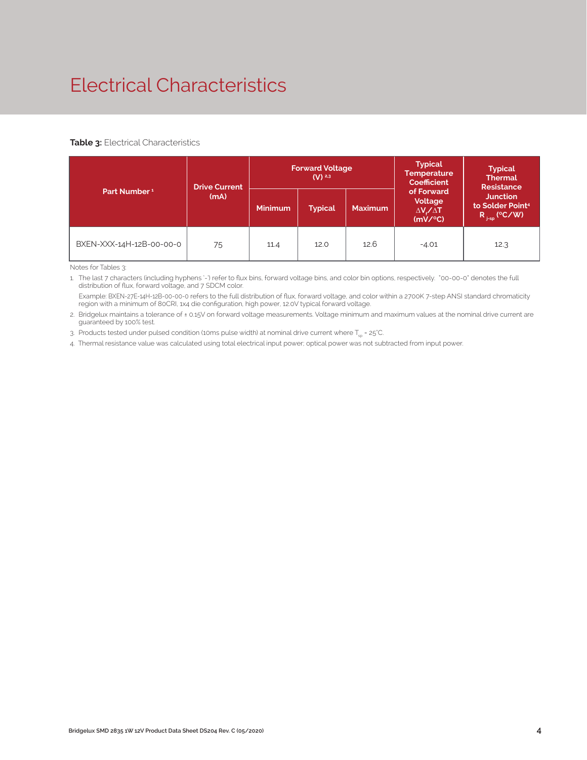# Electrical Characteristics

**Table 3:** Electrical Characteristics

| Part Number [1] | Drive Current (mA) | Forward Voltage (V) [2,3] | | | Typical Temperature Coefficient of Forward Voltage $\Delta V_f / \Delta T$ (mV/°C) | Typical Thermal Resistance Junction to Solder Point[4] $R_{j\text{-}sp}$ (°C/W) |
|---|---|---|---|---|---|---|
| | | Minimum | Typical | Maximum | | |
| BXEN-XXX-14H-12B-00-00-0 | 75 | 11.4 | 12.0 | 12.6 | -4.01 | 12.3 |

Notes for Tables 3:

1. The last 7 characters (including hyphens '-') refer to flux bins, forward voltage bins, and color bin options, respectively. "00-00-0" denotes the full distribution of flux, forward voltage, and 7 SDCM color.

   Example: BXEN-27E-14H-12B-00-00-0 refers to the full distribution of flux, forward voltage, and color within a 2700K 7-step ANSI standard chromaticity region with a minimum of 80CRI, 1x4 die configuration, high power, 12.0V typical forward voltage.

2. Bridgelux maintains a tolerance of ± 0.15V on forward voltage measurements. Voltage minimum and maximum values at the nominal drive current are guaranteed by 100% test.
3. Products tested under pulsed condition (10ms pulse width) at nominal drive current where $T_{sp}$ = 25°C.
4. Thermal resistance value was calculated using total electrical input power; optical power was not subtracted from input power.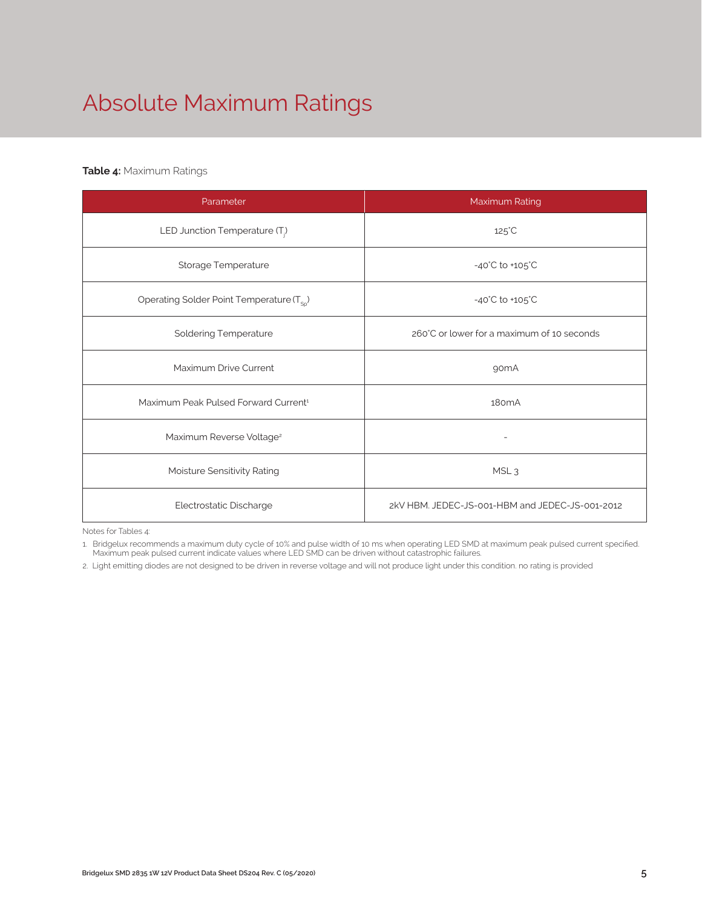# Absolute Maximum Ratings

**Table 4:** Maximum Ratings

| Parameter | Maximum Rating |
| --- | --- |
| LED Junction Temperature ($T_j$) | 125°C |
| Storage Temperature | -40°C to +105°C |
| Operating Solder Point Temperature ($T_{Sp}$) | -40°C to +105°C |
| Soldering Temperature | 260°C or lower for a maximum of 10 seconds |
| Maximum Drive Current | 90mA |
| Maximum Peak Pulsed Forward Current[1] | 180mA |
| Maximum Reverse Voltage[2] | - |
| Moisture Sensitivity Rating | MSL 3 |
| Electrostatic Discharge | 2kV HBM. JEDEC-JS-001-HBM and JEDEC-JS-001-2012 |

Notes for Tables 4:

1. Bridgelux recommends a maximum duty cycle of 10% and pulse width of 10 ms when operating LED SMD at maximum peak pulsed current specified. Maximum peak pulsed current indicate values where LED SMD can be driven without catastrophic failures.
2. Light emitting diodes are not designed to be driven in reverse voltage and will not produce light under this condition. no rating is provided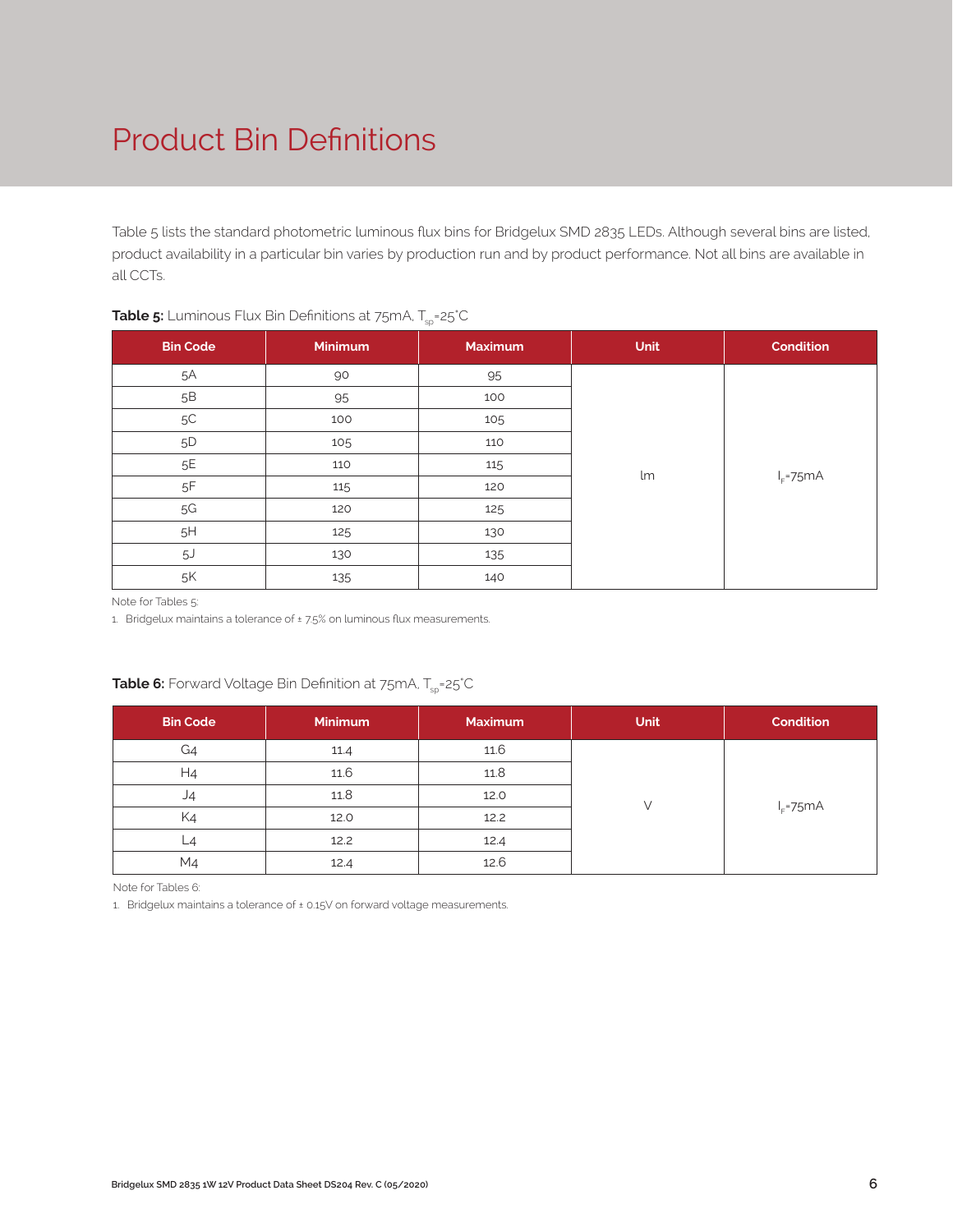# Product Bin Definitions

Table 5 lists the standard photometric luminous flux bins for Bridgelux SMD 2835 LEDs. Although several bins are listed, product availability in a particular bin varies by production run and by product performance. Not all bins are available in all CCTs.

**Table 5:** Luminous Flux Bin Definitions at 75mA, $T_{sp}$=25°C

| Bin Code | Minimum | Maximum | Unit | Condition |
|---|---|---|---|---|
| 5A | 90 | 95 | lm | $I_F$=75mA |
| 5B | 95 | 100 | | |
| 5C | 100 | 105 | | |
| 5D | 105 | 110 | | |
| 5E | 110 | 115 | | |
| 5F | 115 | 120 | | |
| 5G | 120 | 125 | | |
| 5H | 125 | 130 | | |
| 5J | 130 | 135 | | |
| 5K | 135 | 140 | | |

Note for Tables 5:

1. Bridgelux maintains a tolerance of ± 7.5% on luminous flux measurements.

**Table 6:** Forward Voltage Bin Definition at 75mA, $T_{sp}$=25°C

| Bin Code | Minimum | Maximum | Unit | Condition |
|---|---|---|---|---|
| G4 | 11.4 | 11.6 | V | $I_F$=75mA |
| H4 | 11.6 | 11.8 | | |
| J4 | 11.8 | 12.0 | | |
| K4 | 12.0 | 12.2 | | |
| L4 | 12.2 | 12.4 | | |
| M4 | 12.4 | 12.6 | | |

Note for Tables 6:

1. Bridgelux maintains a tolerance of ± 0.15V on forward voltage measurements.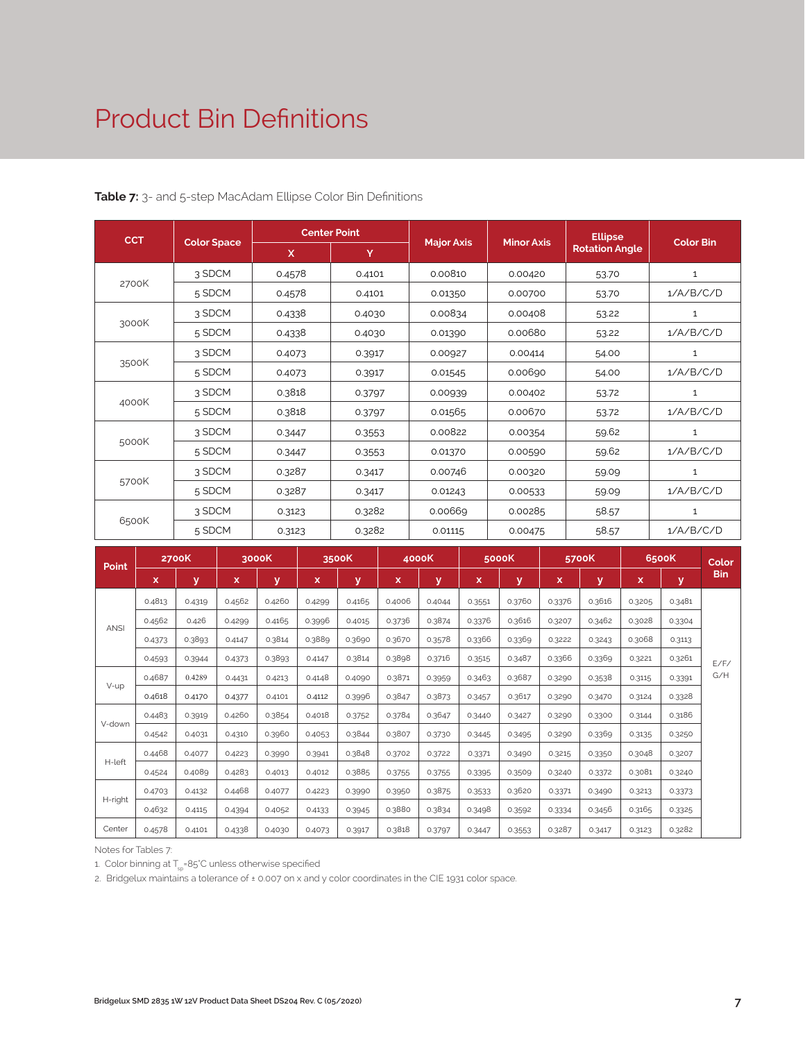# Product Bin Definitions

**Table 7:** 3- and 5-step MacAdam Ellipse Color Bin Definitions

| CCT | Color Space | Center Point | | Major Axis | Minor Axis | Ellipse Rotation Angle | Color Bin |
|---|---|---|---|---|---|---|---|
| | | X | Y | | | | |
| 2700K | 3 SDCM | 0.4578 | 0.4101 | 0.00810 | 0.00420 | 53.70 | 1 |
| | 5 SDCM | 0.4578 | 0.4101 | 0.01350 | 0.00700 | 53.70 | 1/A/B/C/D |
| 3000K | 3 SDCM | 0.4338 | 0.4030 | 0.00834 | 0.00408 | 53.22 | 1 |
| | 5 SDCM | 0.4338 | 0.4030 | 0.01390 | 0.00680 | 53.22 | 1/A/B/C/D |
| 3500K | 3 SDCM | 0.4073 | 0.3917 | 0.00927 | 0.00414 | 54.00 | 1 |
| | 5 SDCM | 0.4073 | 0.3917 | 0.01545 | 0.00690 | 54.00 | 1/A/B/C/D |
| 4000K | 3 SDCM | 0.3818 | 0.3797 | 0.00939 | 0.00402 | 53.72 | 1 |
| | 5 SDCM | 0.3818 | 0.3797 | 0.01565 | 0.00670 | 53.72 | 1/A/B/C/D |
| 5000K | 3 SDCM | 0.3447 | 0.3553 | 0.00822 | 0.00354 | 59.62 | 1 |
| | 5 SDCM | 0.3447 | 0.3553 | 0.01370 | 0.00590 | 59.62 | 1/A/B/C/D |
| 5700K | 3 SDCM | 0.3287 | 0.3417 | 0.00746 | 0.00320 | 59.09 | 1 |
| | 5 SDCM | 0.3287 | 0.3417 | 0.01243 | 0.00533 | 59.09 | 1/A/B/C/D |
| 6500K | 3 SDCM | 0.3123 | 0.3282 | 0.00669 | 0.00285 | 58.57 | 1 |
| | 5 SDCM | 0.3123 | 0.3282 | 0.01115 | 0.00475 | 58.57 | 1/A/B/C/D |

| Point | 2700K | | 3000K | | 3500K | | 4000K | | 5000K | | 5700K | | 6500K | | Color Bin |
|---|---|---|---|---|---|---|---|---|---|---|---|---|---|---|---|
| | x | y | x | y | x | y | x | y | x | y | x | y | x | y | |
| ANSI | 0.4813 | 0.4319 | 0.4562 | 0.4260 | 0.4299 | 0.4165 | 0.4006 | 0.4044 | 0.3551 | 0.3760 | 0.3376 | 0.3616 | 0.3205 | 0.3481 | E/F/G/H |
| | 0.4562 | 0.426 | 0.4299 | 0.4165 | 0.3996 | 0.4015 | 0.3736 | 0.3874 | 0.3376 | 0.3616 | 0.3207 | 0.3462 | 0.3028 | 0.3304 | |
| | 0.4373 | 0.3893 | 0.4147 | 0.3814 | 0.3889 | 0.3690 | 0.3670 | 0.3578 | 0.3366 | 0.3369 | 0.3222 | 0.3243 | 0.3068 | 0.3113 | |
| | 0.4593 | 0.3944 | 0.4373 | 0.3893 | 0.4147 | 0.3814 | 0.3898 | 0.3716 | 0.3515 | 0.3487 | 0.3366 | 0.3369 | 0.3221 | 0.3261 | |
| V-up | 0.4687 | 0.4289 | 0.4431 | 0.4213 | 0.4148 | 0.4090 | 0.3871 | 0.3959 | 0.3463 | 0.3687 | 0.3290 | 0.3538 | 0.3115 | 0.3391 | |
| | 0.4618 | 0.4170 | 0.4377 | 0.4101 | 0.4112 | 0.3996 | 0.3847 | 0.3873 | 0.3457 | 0.3617 | 0.3290 | 0.3470 | 0.3124 | 0.3328 | |
| V-down | 0.4483 | 0.3919 | 0.4260 | 0.3854 | 0.4018 | 0.3752 | 0.3784 | 0.3647 | 0.3440 | 0.3427 | 0.3290 | 0.3300 | 0.3144 | 0.3186 | |
| | 0.4542 | 0.4031 | 0.4310 | 0.3960 | 0.4053 | 0.3844 | 0.3807 | 0.3730 | 0.3445 | 0.3495 | 0.3290 | 0.3369 | 0.3135 | 0.3250 | |
| H-left | 0.4468 | 0.4077 | 0.4223 | 0.3990 | 0.3941 | 0.3848 | 0.3702 | 0.3722 | 0.3371 | 0.3490 | 0.3215 | 0.3350 | 0.3048 | 0.3207 | |
| | 0.4524 | 0.4089 | 0.4283 | 0.4013 | 0.4012 | 0.3885 | 0.3755 | 0.3755 | 0.3395 | 0.3509 | 0.3240 | 0.3372 | 0.3081 | 0.3240 | |
| H-right | 0.4703 | 0.4132 | 0.4468 | 0.4077 | 0.4223 | 0.3990 | 0.3950 | 0.3875 | 0.3533 | 0.3620 | 0.3371 | 0.3490 | 0.3213 | 0.3373 | |
| | 0.4632 | 0.4115 | 0.4394 | 0.4052 | 0.4133 | 0.3945 | 0.3880 | 0.3834 | 0.3498 | 0.3592 | 0.3334 | 0.3456 | 0.3165 | 0.3325 | |
| Center | 0.4578 | 0.4101 | 0.4338 | 0.4030 | 0.4073 | 0.3917 | 0.3818 | 0.3797 | 0.3447 | 0.3553 | 0.3287 | 0.3417 | 0.3123 | 0.3282 | |

Notes for Tables 7:

1. Color binning at $T_{sp}$=85°C unless otherwise specified
2. Bridgelux maintains a tolerance of ± 0.007 on x and y color coordinates in the CIE 1931 color space.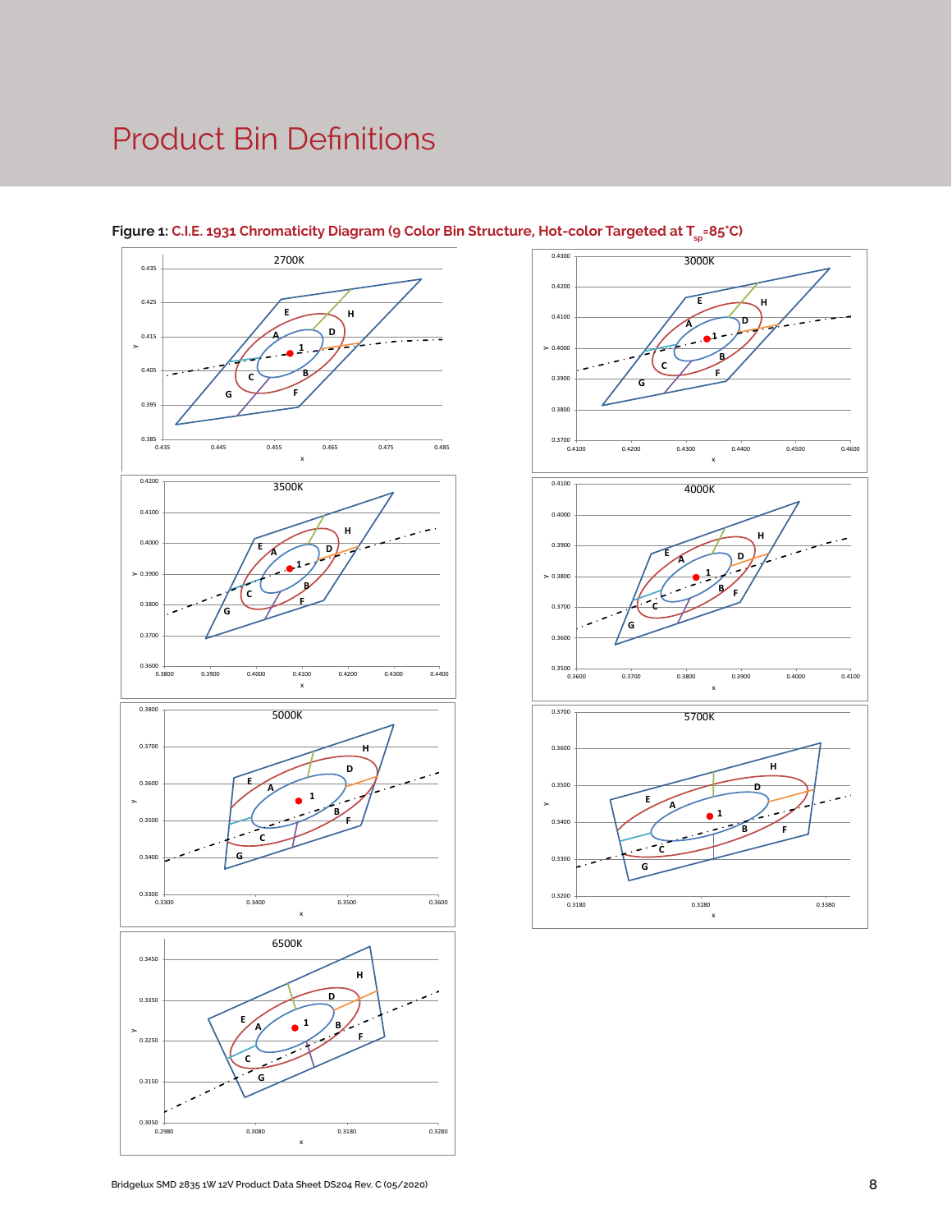# Product Bin Definitions

**Figure 1: C.I.E. 1931 Chromaticity Diagram (9 Color Bin Structure, Hot-color Targeted at $T_{sp}$=85°C)**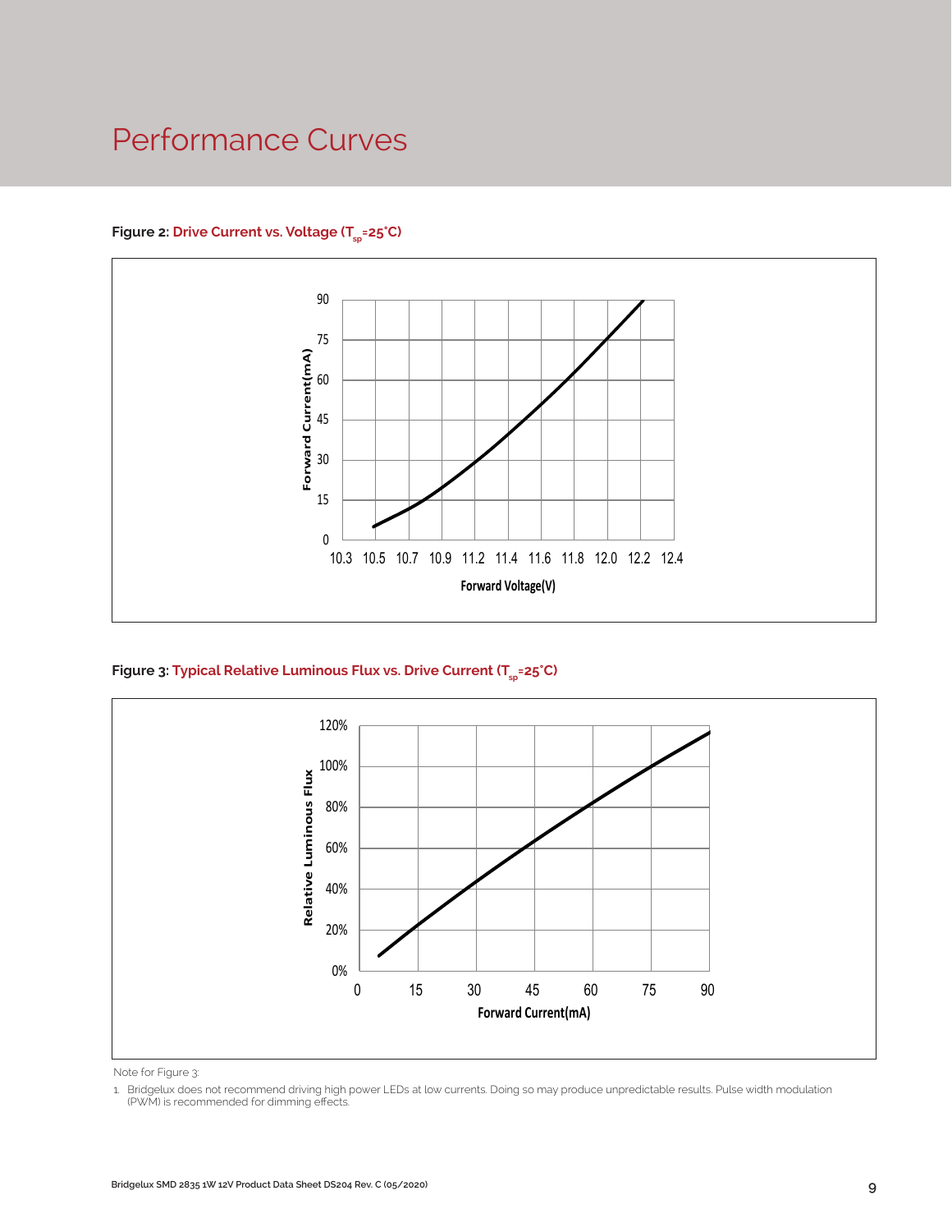# Performance Curves

**Figure 2:** **Drive Current vs. Voltage ($T_{sp}$=25°C)**

**Figure 3:** **Typical Relative Luminous Flux vs. Drive Current ($T_{sp}$=25°C)**

Note for Figure 3:

1. Bridgelux does not recommend driving high power LEDs at low currents. Doing so may produce unpredictable results. Pulse width modulation (PWM) is recommended for dimming effects.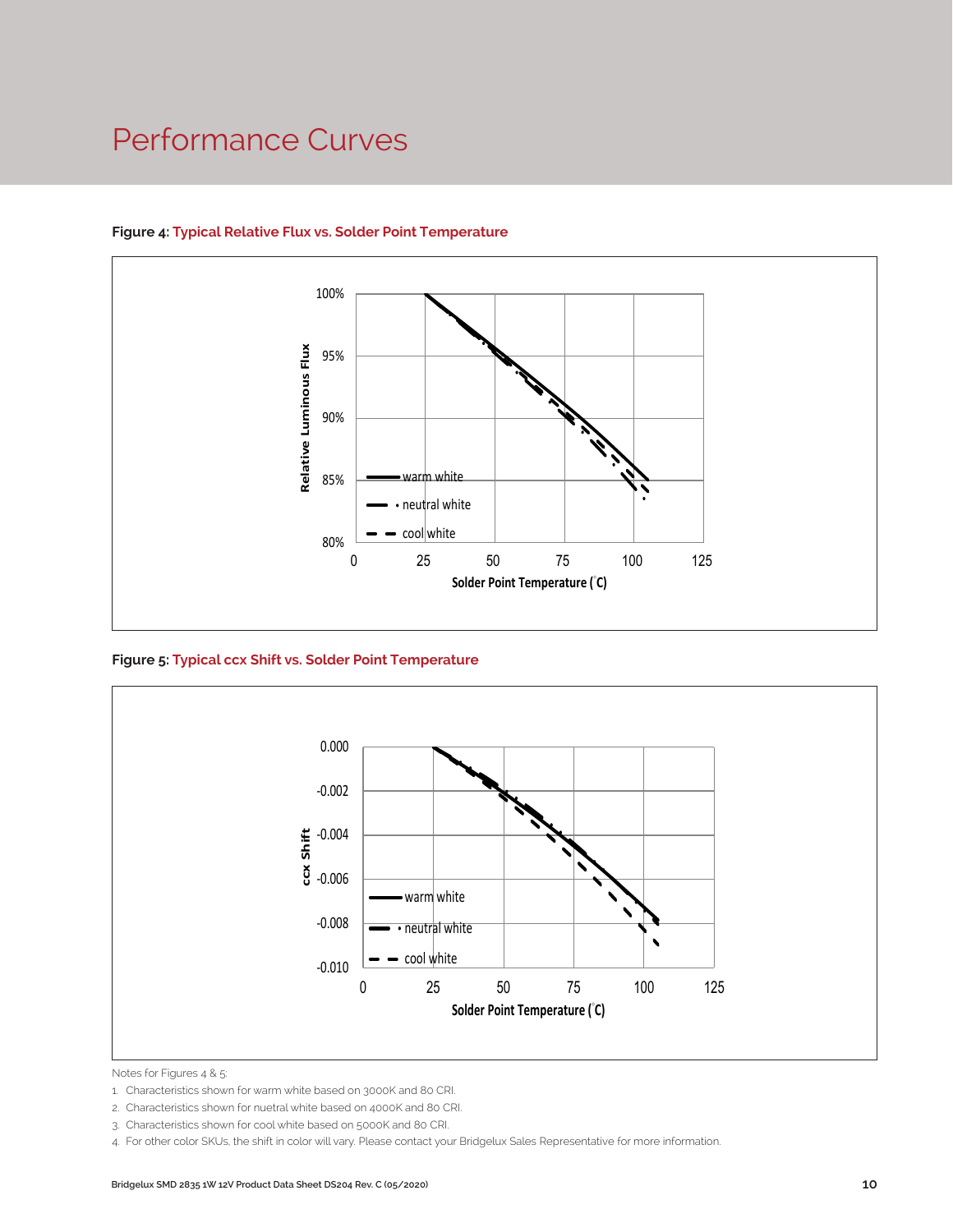# Performance Curves

**Figure 4: Typical Relative Flux vs. Solder Point Temperature**

**Figure 5: Typical ccx Shift vs. Solder Point Temperature**

Notes for Figures 4 & 5:

1. Characteristics shown for warm white based on 3000K and 80 CRI.
2. Characteristics shown for nuetral white based on 4000K and 80 CRI.
3. Characteristics shown for cool white based on 5000K and 80 CRI.
4. For other color SKUs, the shift in color will vary. Please contact your Bridgelux Sales Representative for more information.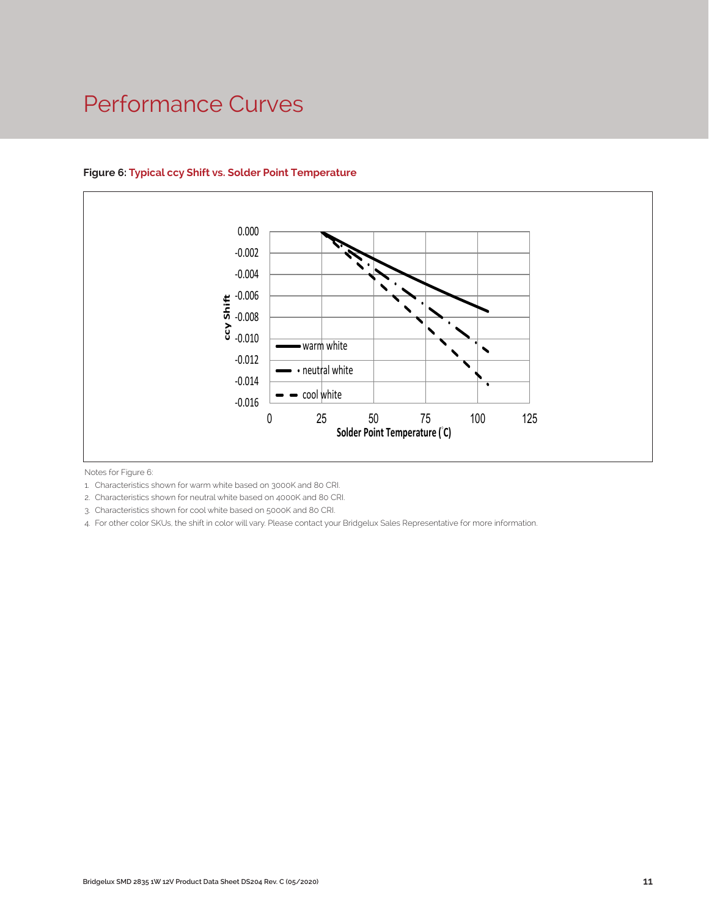# Performance Curves

**Figure 6: Typical ccy Shift vs. Solder Point Temperature**

Notes for Figure 6:

1. Characteristics shown for warm white based on 3000K and 80 CRI.
2. Characteristics shown for neutral white based on 4000K and 80 CRI.
3. Characteristics shown for cool white based on 5000K and 80 CRI.
4. For other color SKUs, the shift in color will vary. Please contact your Bridgelux Sales Representative for more information.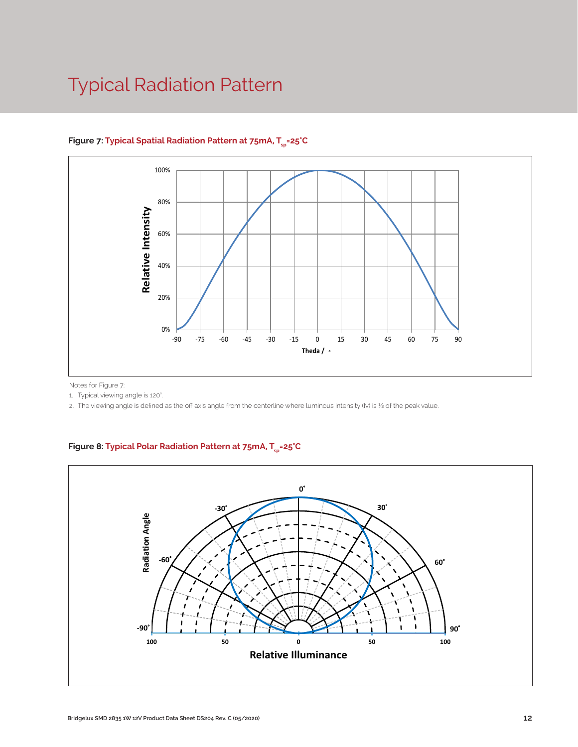# Typical Radiation Pattern

**Figure 7: Typical Spatial Radiation Pattern at 75mA, $T_{sp}$=25°C**

Notes for Figure 7:

1. Typical viewing angle is 120°.
2. The viewing angle is defined as the off axis angle from the centerline where luminous intensity (Iv) is ½ of the peak value.

**Figure 8: Typical Polar Radiation Pattern at 75mA, $T_{sp}$=25°C**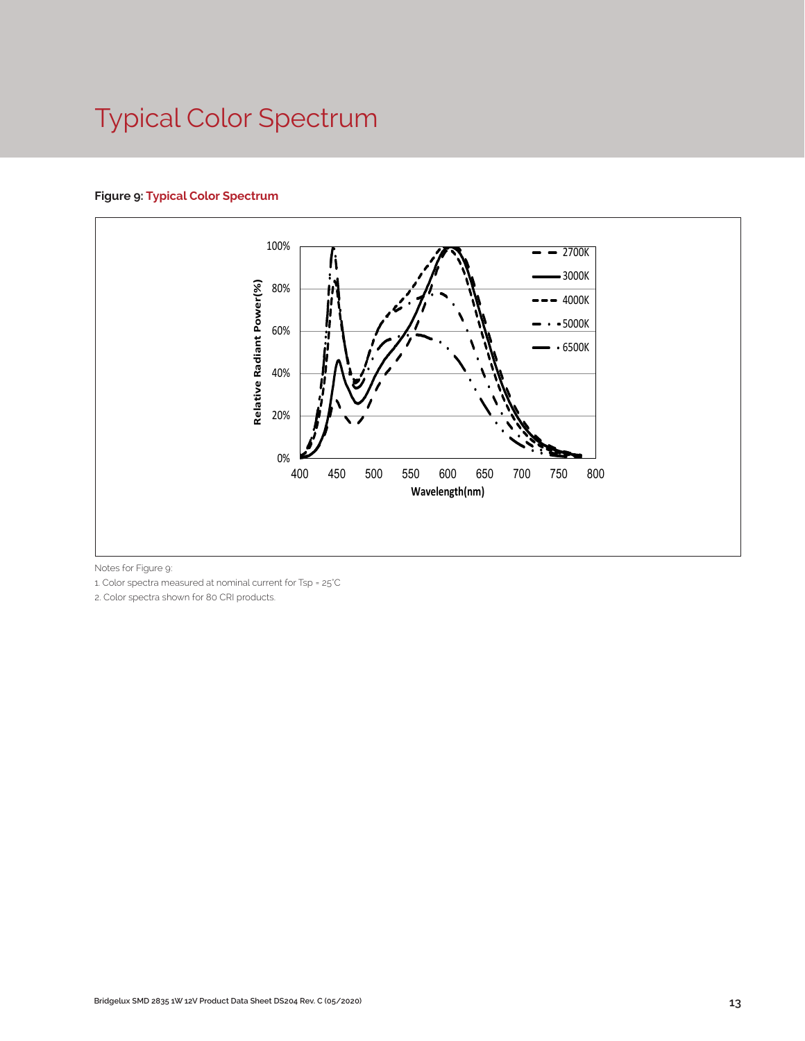# Typical Color Spectrum

**Figure 9: Typical Color Spectrum**

Notes for Figure 9:

1. Color spectra measured at nominal current for Tsp = 25°C
2. Color spectra shown for 80 CRI products.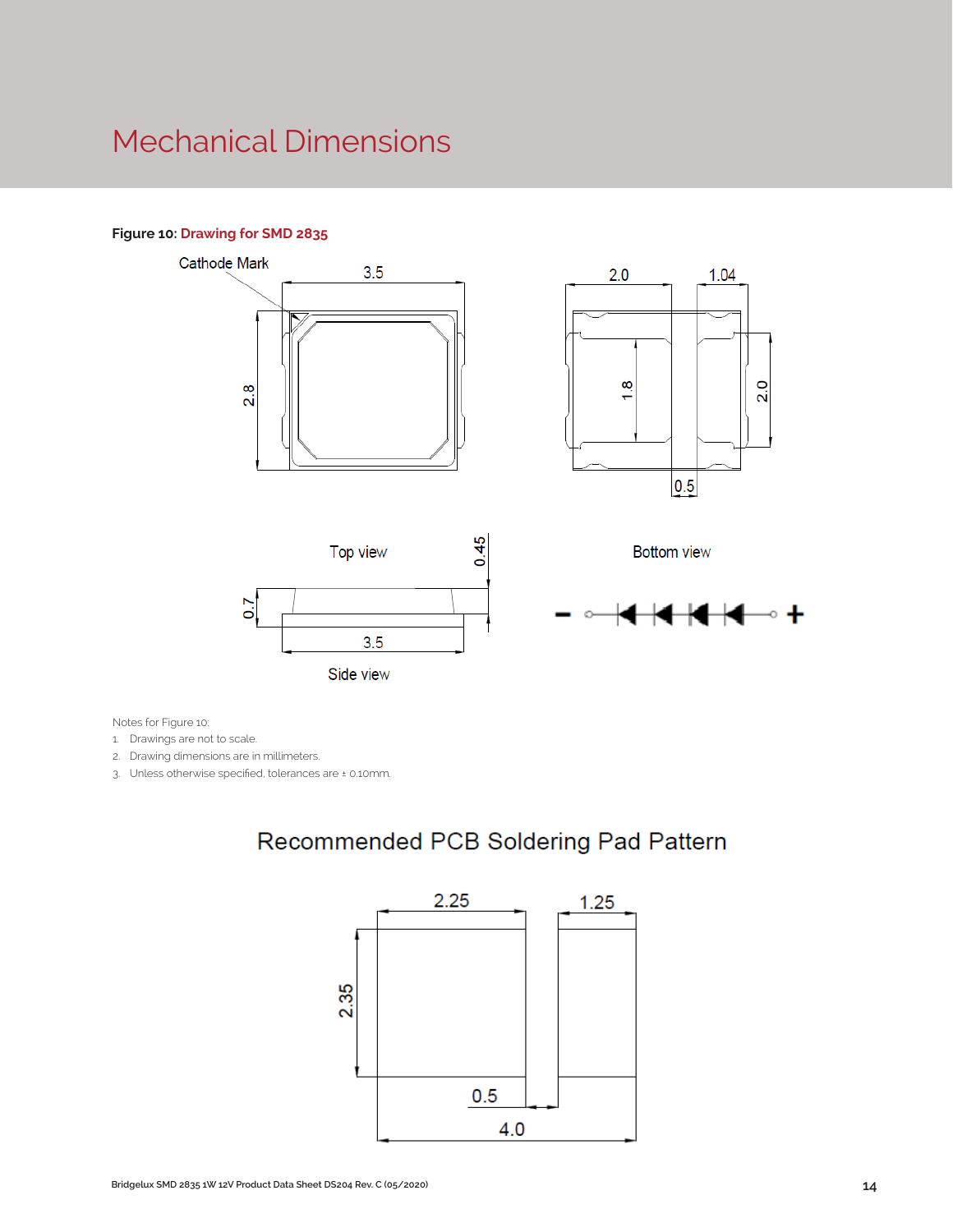# Mechanical Dimensions

**Figure 10:** Drawing for SMD 2835

Notes for Figure 10:

1. Drawings are not to scale.
2. Drawing dimensions are in millimeters.
3. Unless otherwise specified, tolerances are ± 0.10mm.

## Recommended PCB Soldering Pad Pattern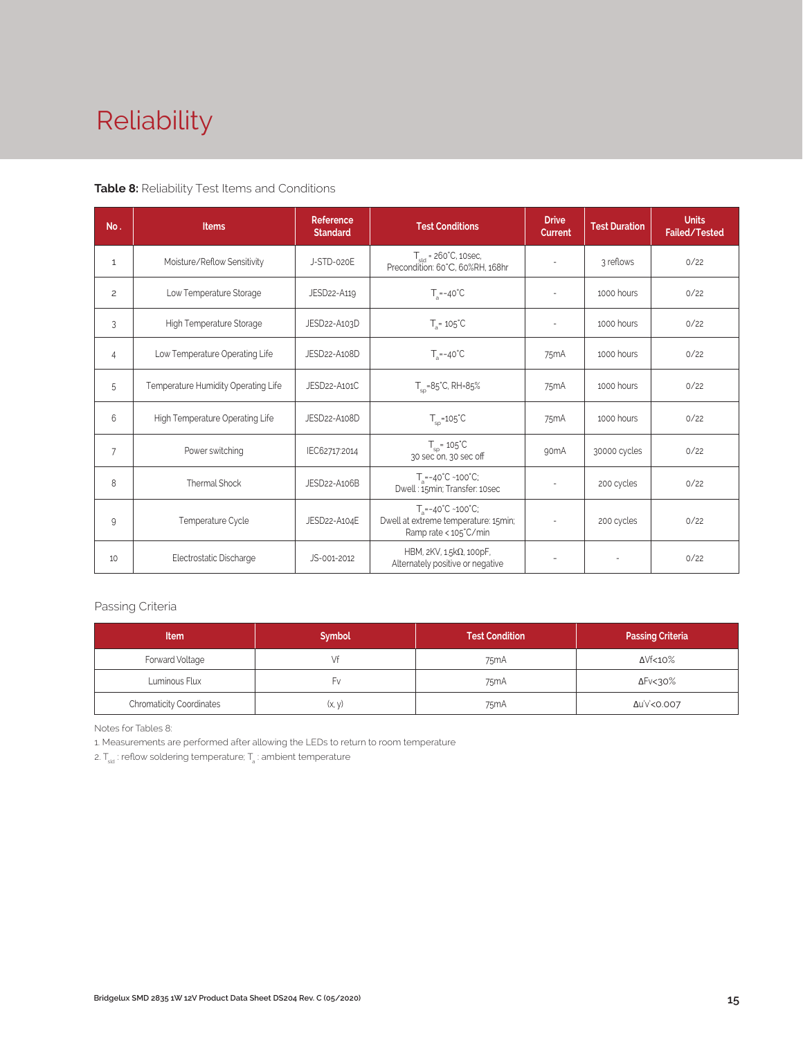# Reliability

**Table 8:** Reliability Test Items and Conditions

| No. | Items | Reference Standard | Test Conditions | Drive Current | Test Duration | Units Failed/Tested |
|---|---|---|---|---|---|---|
| 1 | Moisture/Reflow Sensitivity | J-STD-020E | $T_{sld}$ = 260°C, 10sec, Precondition: 60°C, 60%RH, 168hr | - | 3 reflows | 0/22 |
| 2 | Low Temperature Storage | JESD22-A119 | $T_a$=-40°C | - | 1000 hours | 0/22 |
| 3 | High Temperature Storage | JESD22-A103D | $T_a$= 105°C | - | 1000 hours | 0/22 |
| 4 | Low Temperature Operating Life | JESD22-A108D | $T_a$=-40°C | 75mA | 1000 hours | 0/22 |
| 5 | Temperature Humidity Operating Life | JESD22-A101C | $T_{sp}$=85°C, RH=85% | 75mA | 1000 hours | 0/22 |
| 6 | High Temperature Operating Life | JESD22-A108D | $T_{sp}$=105°C | 75mA | 1000 hours | 0/22 |
| 7 | Power switching | IEC62717:2014 | $T_{sp}$= 105°C 30 sec on, 30 sec off | 90mA | 30000 cycles | 0/22 |
| 8 | Thermal Shock | JESD22-A106B | $T_a$=-40°C ~100°C; Dwell : 15min; Transfer: 10sec | - | 200 cycles | 0/22 |
| 9 | Temperature Cycle | JESD22-A104E | $T_a$=-40°C ~100°C; Dwell at extreme temperature: 15min; Ramp rate < 105°C/min | - | 200 cycles | 0/22 |
| 10 | Electrostatic Discharge | JS-001-2012 | HBM, 2KV, 1.5kΩ, 100pF, Alternately positive or negative | - | - | 0/22 |

Passing Criteria

| Item | Symbol | Test Condition | Passing Criteria |
|---|---|---|---|
| Forward Voltage | Vf | 75mA | ΔVf<10% |
| Luminous Flux | Fv | 75mA | ΔFv<30% |
| Chromaticity Coordinates | (x, y) | 75mA | Δu'v'<0.007 |

Notes for Tables 8:

1. Measurements are performed after allowing the LEDs to return to room temperature
2. $T_{sld}$ : reflow soldering temperature; $T_a$ : ambient temperature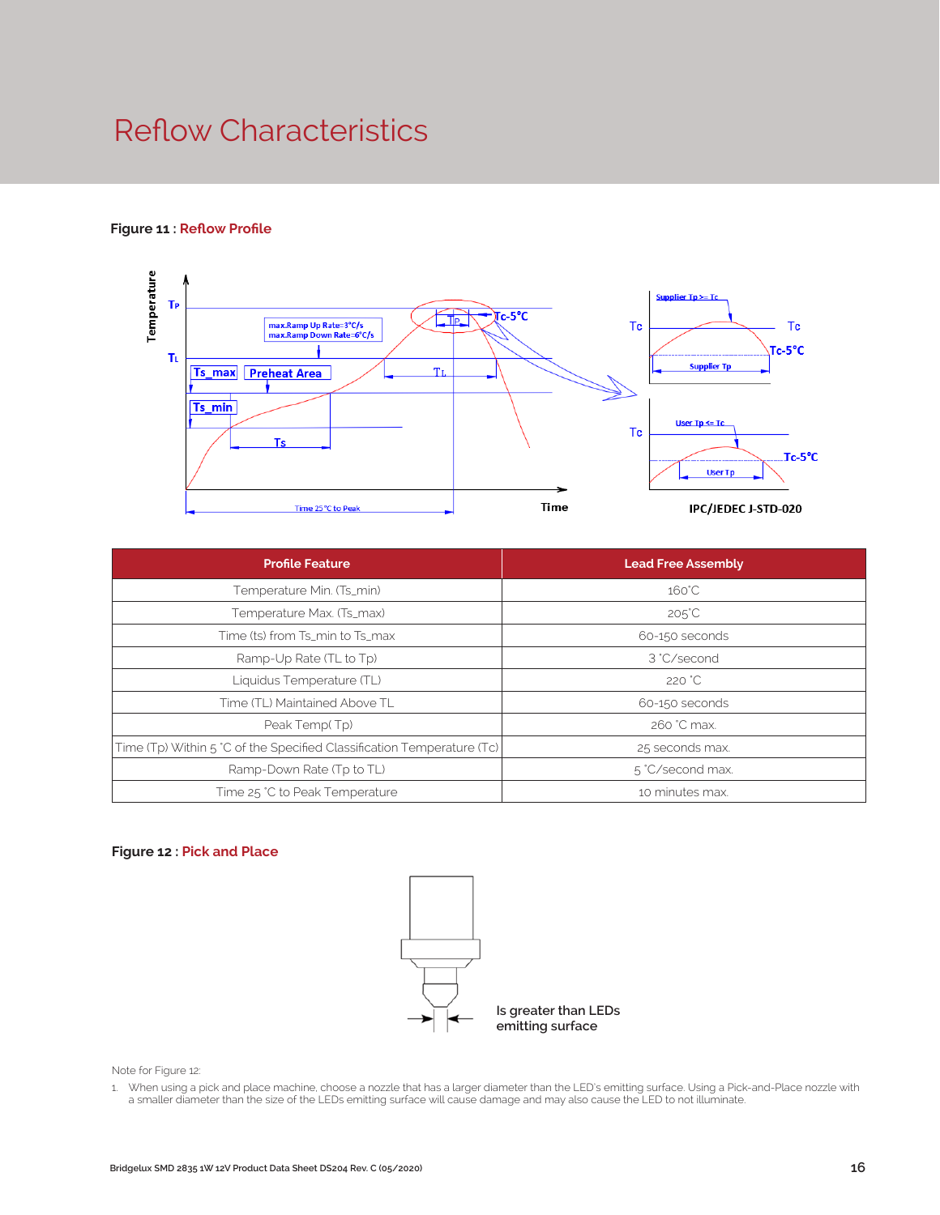# Reflow Characteristics

**Figure 11 : Reflow Profile**

| Profile Feature | Lead Free Assembly |
|---|---|
| Temperature Min. (Ts_min) | 160˚C |
| Temperature Max. (Ts_max) | 205˚C |
| Time (ts) from Ts_min to Ts_max | 60-150 seconds |
| Ramp-Up Rate (TL to Tp) | 3 ˚C/second |
| Liquidus Temperature (TL) | 220 ˚C |
| Time (TL) Maintained Above TL | 60-150 seconds |
| Peak Temp( Tp) | 260 ˚C max. |
| Time (Tp) Within 5 ˚C of the Specified Classification Temperature (Tc) | 25 seconds max. |
| Ramp-Down Rate (Tp to TL) | 5 ˚C/second max. |
| Time 25 ˚C to Peak Temperature | 10 minutes max. |

**Figure 12 : Pick and Place**

Is greater than LEDs emitting surface

Note for Figure 12:

1. When using a pick and place machine, choose a nozzle that has a larger diameter than the LED's emitting surface. Using a Pick-and-Place nozzle with a smaller diameter than the size of the LEDs emitting surface will cause damage and may also cause the LED to not illuminate.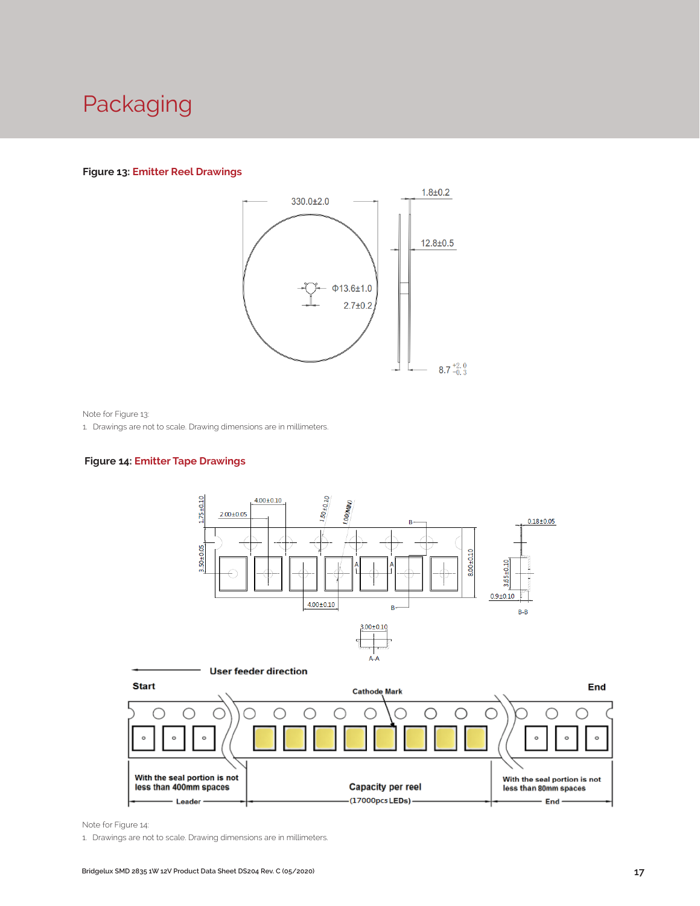# Packaging

**Figure 13: Emitter Reel Drawings**

Note for Figure 13:

1. Drawings are not to scale. Drawing dimensions are in millimeters.

**Figure 14: Emitter Tape Drawings**

Note for Figure 14:

1. Drawings are not to scale. Drawing dimensions are in millimeters.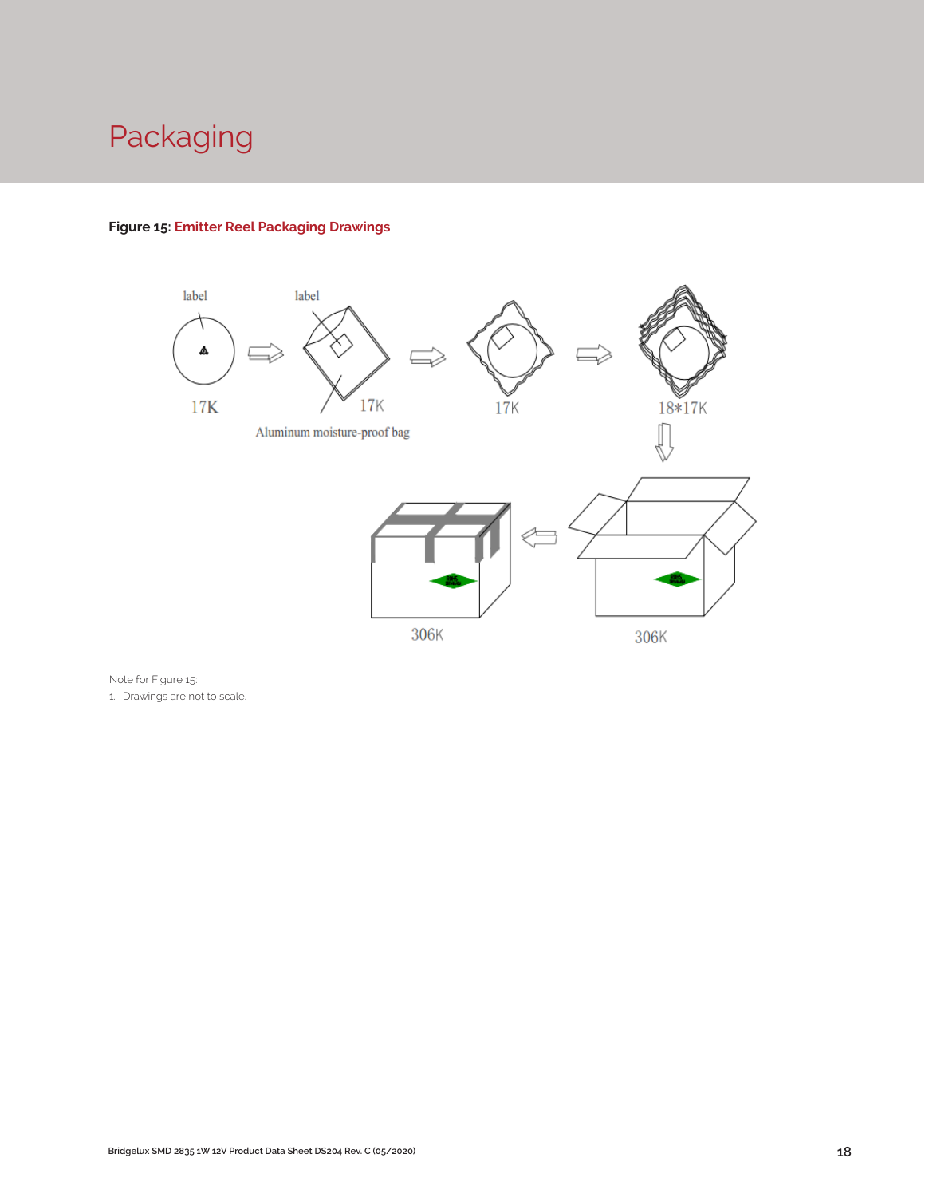# Packaging

**Figure 15: Emitter Reel Packaging Drawings**

Note for Figure 15:

1. Drawings are not to scale.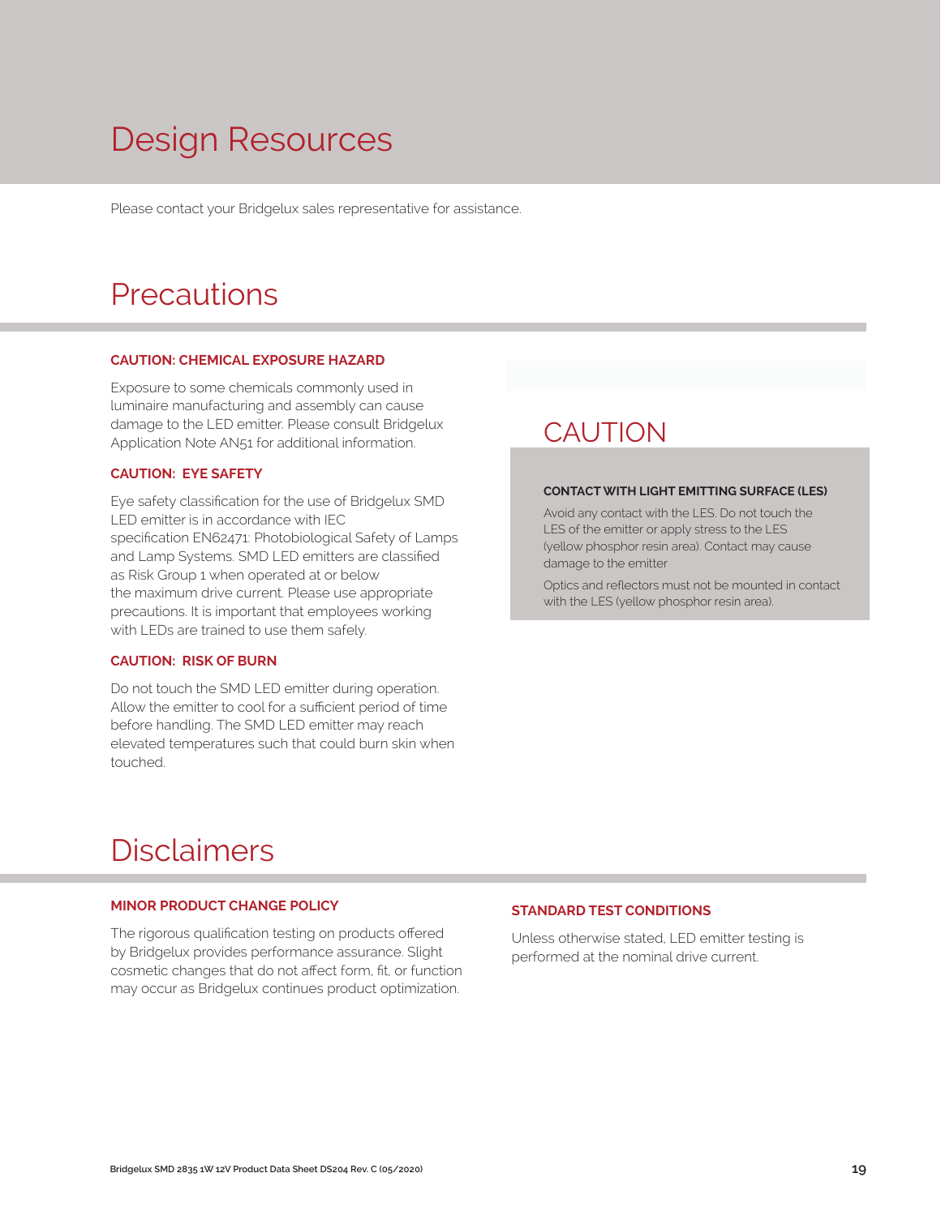# Design Resources

Please contact your Bridgelux sales representative for assistance.

# Precautions

### CAUTION: CHEMICAL EXPOSURE HAZARD

Exposure to some chemicals commonly used in luminaire manufacturing and assembly can cause damage to the LED emitter. Please consult Bridgelux Application Note AN51 for additional information.

### CAUTION: EYE SAFETY

Eye safety classification for the use of Bridgelux SMD LED emitter is in accordance with IEC specification EN62471: Photobiological Safety of Lamps and Lamp Systems. SMD LED emitters are classified as Risk Group 1 when operated at or below the maximum drive current. Please use appropriate precautions. It is important that employees working with LEDs are trained to use them safely.

### CAUTION: RISK OF BURN

Do not touch the SMD LED emitter during operation. Allow the emitter to cool for a sufficient period of time before handling. The SMD LED emitter may reach elevated temperatures such that could burn skin when touched.

## CAUTION

### CONTACT WITH LIGHT EMITTING SURFACE (LES)

Avoid any contact with the LES. Do not touch the LES of the emitter or apply stress to the LES (yellow phosphor resin area). Contact may cause damage to the emitter

Optics and reflectors must not be mounted in contact with the LES (yellow phosphor resin area).

# Disclaimers

### MINOR PRODUCT CHANGE POLICY

The rigorous qualification testing on products offered by Bridgelux provides performance assurance. Slight cosmetic changes that do not affect form, fit, or function may occur as Bridgelux continues product optimization.

### STANDARD TEST CONDITIONS

Unless otherwise stated, LED emitter testing is performed at the nominal drive current.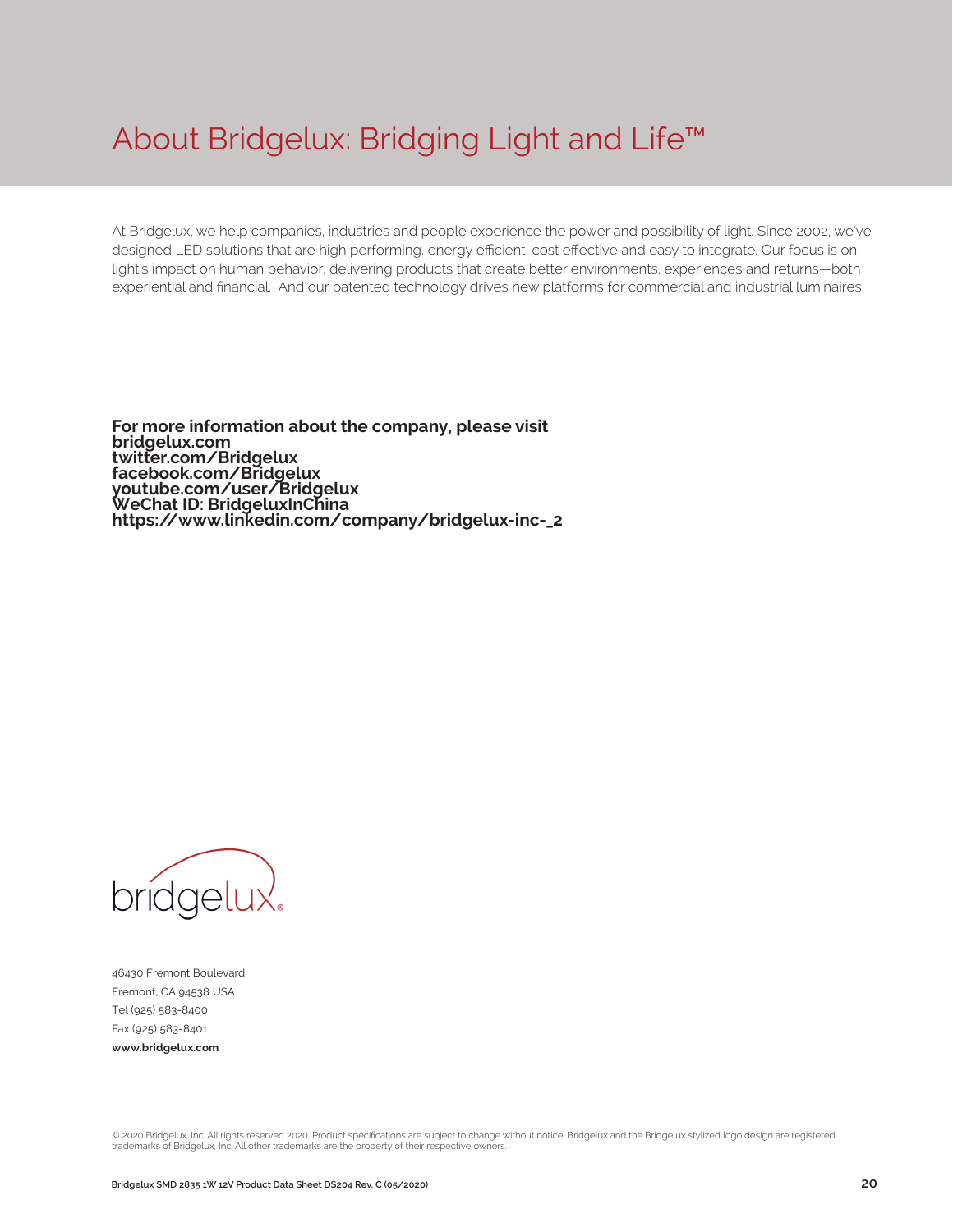# About Bridgelux: Bridging Light and Life™

At Bridgelux, we help companies, industries and people experience the power and possibility of light. Since 2002, we've designed LED solutions that are high performing, energy efficient, cost effective and easy to integrate. Our focus is on light's impact on human behavior, delivering products that create better environments, experiences and returns—both experiential and financial. And our patented technology drives new platforms for commercial and industrial luminaires.

**For more information about the company, please visit**
**bridgelux.com**
**twitter.com/Bridgelux**
**facebook.com/Bridgelux**
**youtube.com/user/Bridgelux**
**WeChat ID: BridgeluxInChina**
**https://www.linkedin.com/company/bridgelux-inc-_2**

bridgelux®

46430 Fremont Boulevard
Fremont, CA 94538 USA
Tel (925) 583-8400
Fax (925) 583-8401
**www.bridgelux.com**

© 2020 Bridgelux, Inc. All rights reserved 2020. Product specifications are subject to change without notice. Bridgelux and the Bridgelux stylized logo design are registered trademarks of Bridgelux, Inc. All other trademarks are the property of their respective owners.